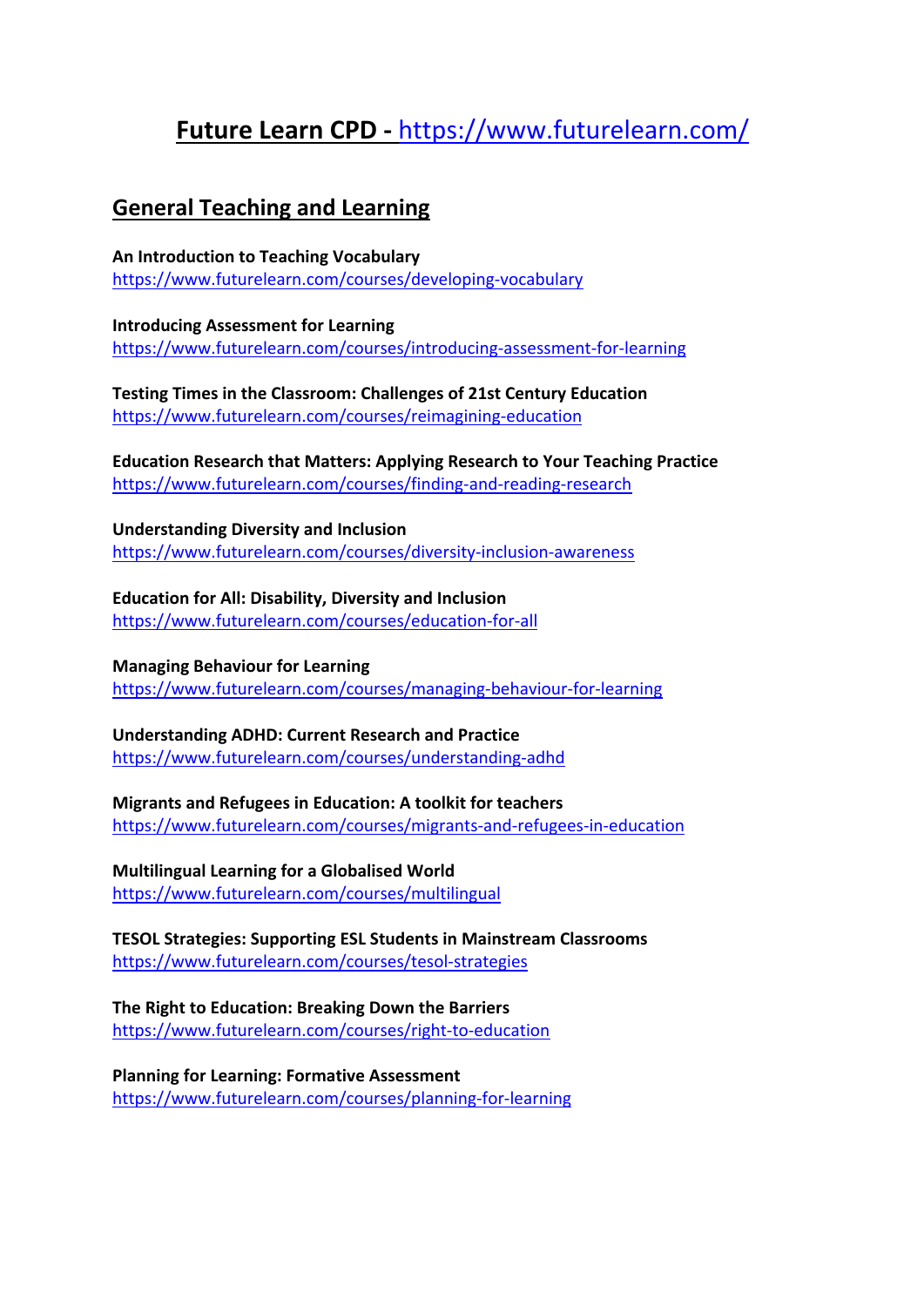# **Future Learn CPD -** https://www.futurelearn.com/

## General Teaching and Learning

**An Introduction to Teaching Vocabulary**
https://www.futurelearn.com/courses/developing-vocabulary

**Introducing Assessment for Learning**
https://www.futurelearn.com/courses/introducing-assessment-for-learning

**Testing Times in the Classroom: Challenges of 21st Century Education**
https://www.futurelearn.com/courses/reimagining-education

**Education Research that Matters: Applying Research to Your Teaching Practice**
https://www.futurelearn.com/courses/finding-and-reading-research

**Understanding Diversity and Inclusion**
https://www.futurelearn.com/courses/diversity-inclusion-awareness

**Education for All: Disability, Diversity and Inclusion**
https://www.futurelearn.com/courses/education-for-all

**Managing Behaviour for Learning**
https://www.futurelearn.com/courses/managing-behaviour-for-learning

**Understanding ADHD: Current Research and Practice**
https://www.futurelearn.com/courses/understanding-adhd

**Migrants and Refugees in Education: A toolkit for teachers**
https://www.futurelearn.com/courses/migrants-and-refugees-in-education

**Multilingual Learning for a Globalised World**
https://www.futurelearn.com/courses/multilingual

**TESOL Strategies: Supporting ESL Students in Mainstream Classrooms**
https://www.futurelearn.com/courses/tesol-strategies

**The Right to Education: Breaking Down the Barriers**
https://www.futurelearn.com/courses/right-to-education

**Planning for Learning: Formative Assessment**
https://www.futurelearn.com/courses/planning-for-learning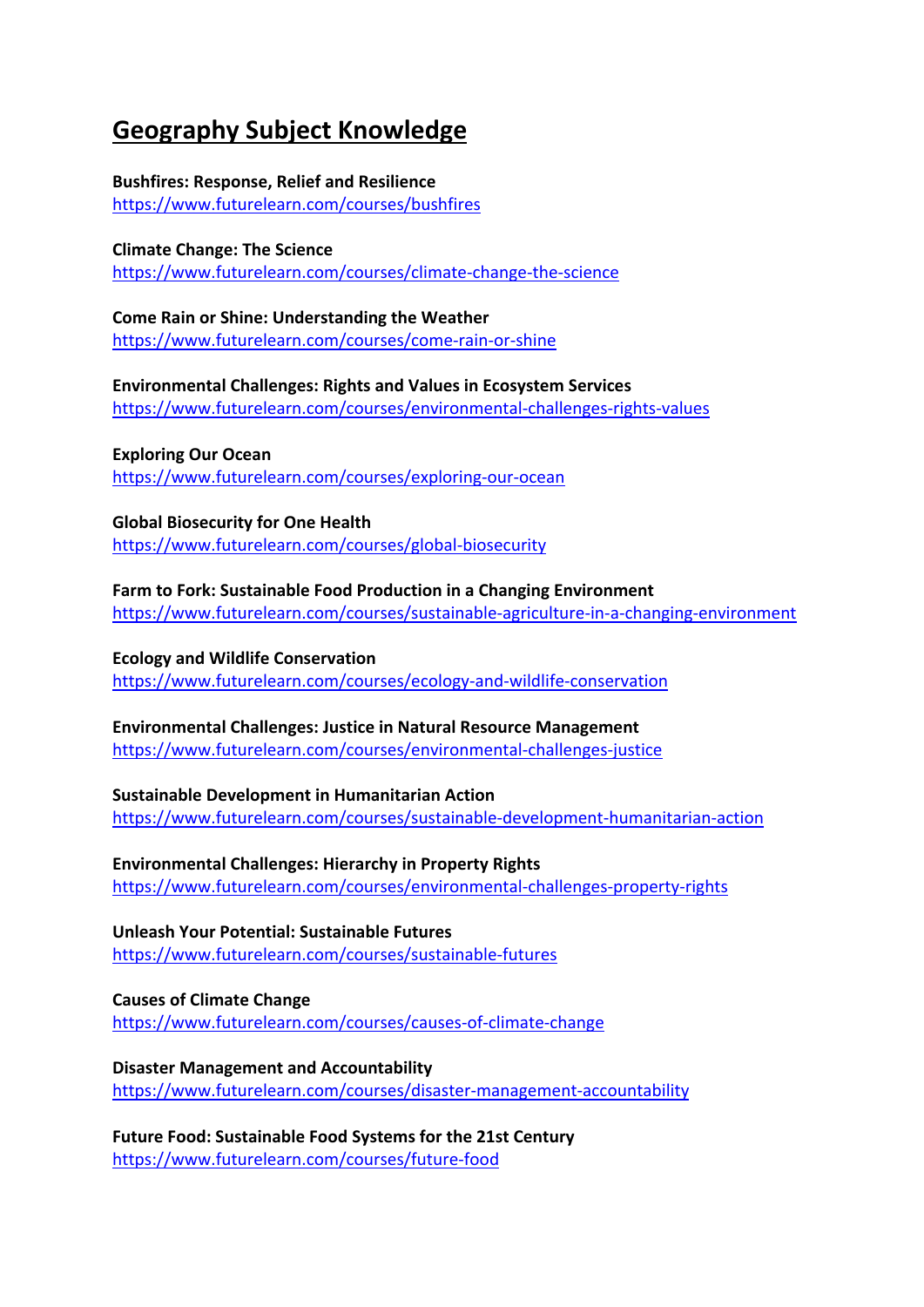# Geography Subject Knowledge

**Bushfires: Response, Relief and Resilience**
https://www.futurelearn.com/courses/bushfires

**Climate Change: The Science**
https://www.futurelearn.com/courses/climate-change-the-science

**Come Rain or Shine: Understanding the Weather**
https://www.futurelearn.com/courses/come-rain-or-shine

**Environmental Challenges: Rights and Values in Ecosystem Services**
https://www.futurelearn.com/courses/environmental-challenges-rights-values

**Exploring Our Ocean**
https://www.futurelearn.com/courses/exploring-our-ocean

**Global Biosecurity for One Health**
https://www.futurelearn.com/courses/global-biosecurity

**Farm to Fork: Sustainable Food Production in a Changing Environment**
https://www.futurelearn.com/courses/sustainable-agriculture-in-a-changing-environment

**Ecology and Wildlife Conservation**
https://www.futurelearn.com/courses/ecology-and-wildlife-conservation

**Environmental Challenges: Justice in Natural Resource Management**
https://www.futurelearn.com/courses/environmental-challenges-justice

**Sustainable Development in Humanitarian Action**
https://www.futurelearn.com/courses/sustainable-development-humanitarian-action

**Environmental Challenges: Hierarchy in Property Rights**
https://www.futurelearn.com/courses/environmental-challenges-property-rights

**Unleash Your Potential: Sustainable Futures**
https://www.futurelearn.com/courses/sustainable-futures

**Causes of Climate Change**
https://www.futurelearn.com/courses/causes-of-climate-change

**Disaster Management and Accountability**
https://www.futurelearn.com/courses/disaster-management-accountability

**Future Food: Sustainable Food Systems for the 21st Century**
https://www.futurelearn.com/courses/future-food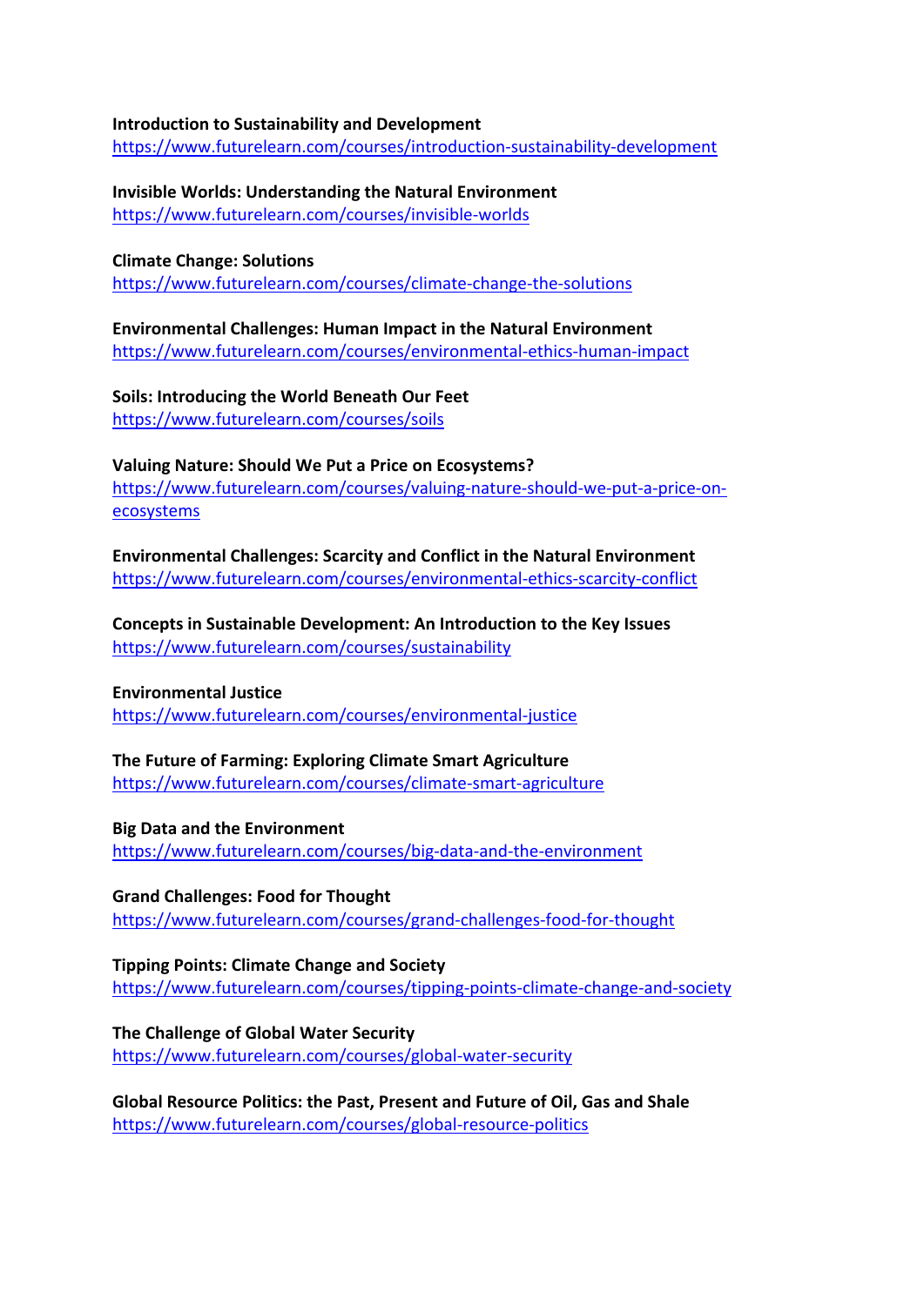**Introduction to Sustainability and Development**
https://www.futurelearn.com/courses/introduction-sustainability-development

**Invisible Worlds: Understanding the Natural Environment**
https://www.futurelearn.com/courses/invisible-worlds

**Climate Change: Solutions**
https://www.futurelearn.com/courses/climate-change-the-solutions

**Environmental Challenges: Human Impact in the Natural Environment**
https://www.futurelearn.com/courses/environmental-ethics-human-impact

**Soils: Introducing the World Beneath Our Feet**
https://www.futurelearn.com/courses/soils

**Valuing Nature: Should We Put a Price on Ecosystems?**
https://www.futurelearn.com/courses/valuing-nature-should-we-put-a-price-on-ecosystems

**Environmental Challenges: Scarcity and Conflict in the Natural Environment**
https://www.futurelearn.com/courses/environmental-ethics-scarcity-conflict

**Concepts in Sustainable Development: An Introduction to the Key Issues**
https://www.futurelearn.com/courses/sustainability

**Environmental Justice**
https://www.futurelearn.com/courses/environmental-justice

**The Future of Farming: Exploring Climate Smart Agriculture**
https://www.futurelearn.com/courses/climate-smart-agriculture

**Big Data and the Environment**
https://www.futurelearn.com/courses/big-data-and-the-environment

**Grand Challenges: Food for Thought**
https://www.futurelearn.com/courses/grand-challenges-food-for-thought

**Tipping Points: Climate Change and Society**
https://www.futurelearn.com/courses/tipping-points-climate-change-and-society

**The Challenge of Global Water Security**
https://www.futurelearn.com/courses/global-water-security

**Global Resource Politics: the Past, Present and Future of Oil, Gas and Shale**
https://www.futurelearn.com/courses/global-resource-politics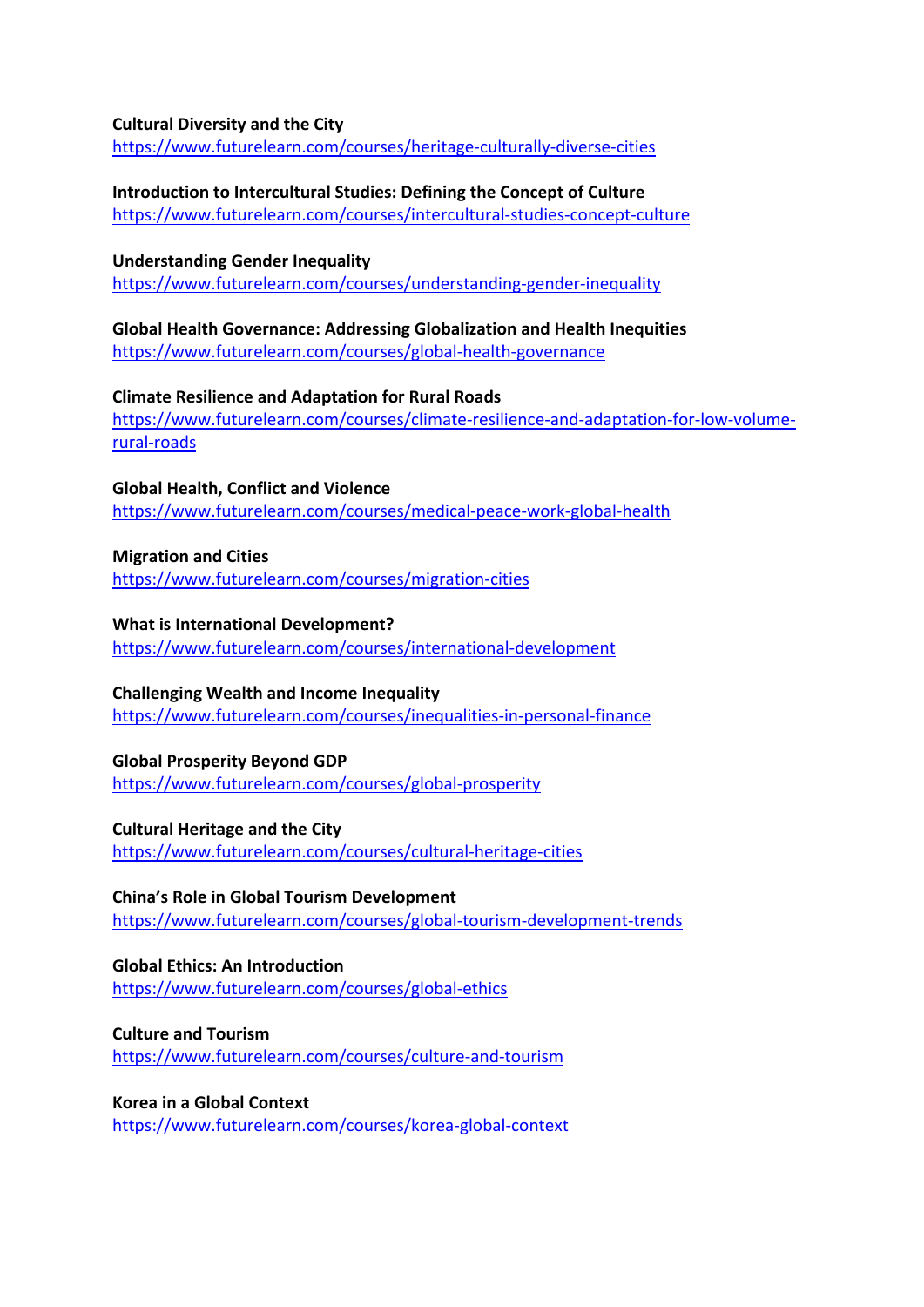**Cultural Diversity and the City**
https://www.futurelearn.com/courses/heritage-culturally-diverse-cities

**Introduction to Intercultural Studies: Defining the Concept of Culture**
https://www.futurelearn.com/courses/intercultural-studies-concept-culture

**Understanding Gender Inequality**
https://www.futurelearn.com/courses/understanding-gender-inequality

**Global Health Governance: Addressing Globalization and Health Inequities**
https://www.futurelearn.com/courses/global-health-governance

**Climate Resilience and Adaptation for Rural Roads**
https://www.futurelearn.com/courses/climate-resilience-and-adaptation-for-low-volume-rural-roads

**Global Health, Conflict and Violence**
https://www.futurelearn.com/courses/medical-peace-work-global-health

**Migration and Cities**
https://www.futurelearn.com/courses/migration-cities

**What is International Development?**
https://www.futurelearn.com/courses/international-development

**Challenging Wealth and Income Inequality**
https://www.futurelearn.com/courses/inequalities-in-personal-finance

**Global Prosperity Beyond GDP**
https://www.futurelearn.com/courses/global-prosperity

**Cultural Heritage and the City**
https://www.futurelearn.com/courses/cultural-heritage-cities

**China's Role in Global Tourism Development**
https://www.futurelearn.com/courses/global-tourism-development-trends

**Global Ethics: An Introduction**
https://www.futurelearn.com/courses/global-ethics

**Culture and Tourism**
https://www.futurelearn.com/courses/culture-and-tourism

**Korea in a Global Context**
https://www.futurelearn.com/courses/korea-global-context